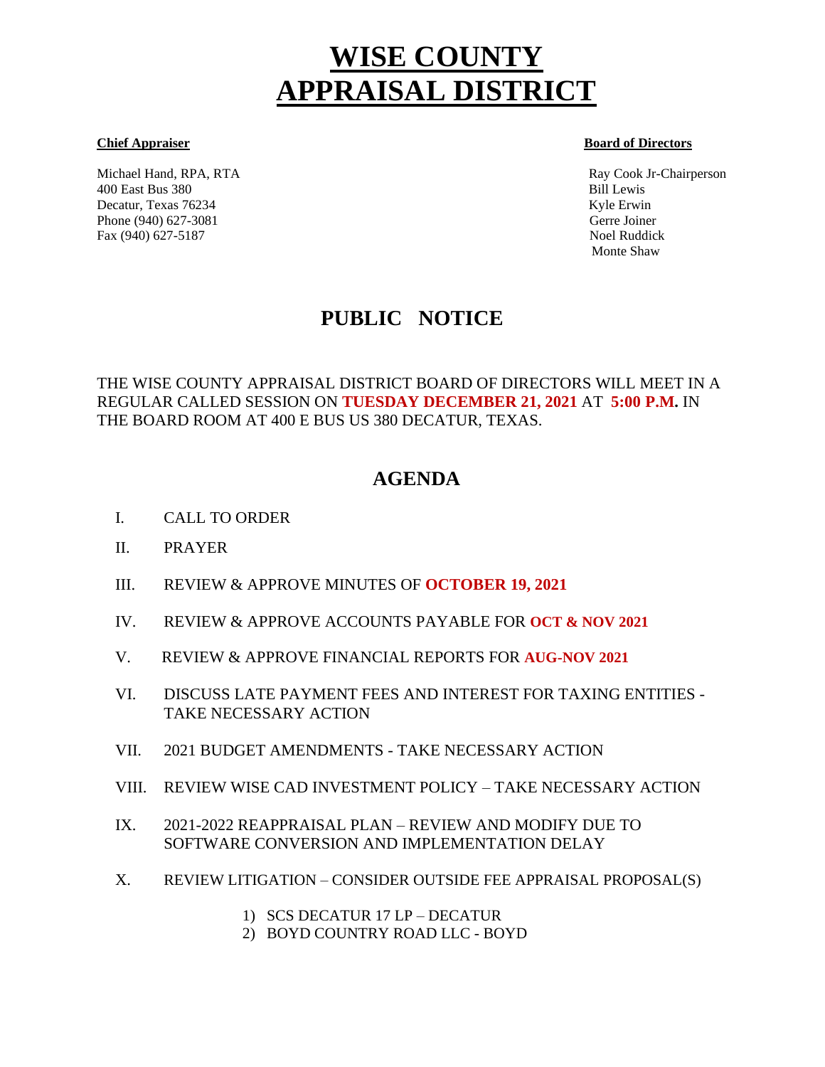# WISE COUNTY APPRAISAL DISTRICT

**Chief Appraiser**

Michael Hand, RPA, RTA
400 East Bus 380
Decatur, Texas 76234
Phone (940) 627-3081
Fax (940) 627-5187

**Board of Directors**

Ray Cook Jr-Chairperson
Bill Lewis
Kyle Erwin
Gerre Joiner
Noel Ruddick
Monte Shaw

## PUBLIC NOTICE

THE WISE COUNTY APPRAISAL DISTRICT BOARD OF DIRECTORS WILL MEET IN A REGULAR CALLED SESSION ON **TUESDAY DECEMBER 21, 2021** AT **5:00 P.M.** IN THE BOARD ROOM AT 400 E BUS US 380 DECATUR, TEXAS.

## AGENDA

I. CALL TO ORDER

II. PRAYER

III. REVIEW & APPROVE MINUTES OF **OCTOBER 19, 2021**

IV. REVIEW & APPROVE ACCOUNTS PAYABLE FOR **OCT & NOV 2021**

V. REVIEW & APPROVE FINANCIAL REPORTS FOR **AUG-NOV 2021**

VI. DISCUSS LATE PAYMENT FEES AND INTEREST FOR TAXING ENTITIES - TAKE NECESSARY ACTION

VII. 2021 BUDGET AMENDMENTS - TAKE NECESSARY ACTION

VIII. REVIEW WISE CAD INVESTMENT POLICY – TAKE NECESSARY ACTION

IX. 2021-2022 REAPPRAISAL PLAN – REVIEW AND MODIFY DUE TO SOFTWARE CONVERSION AND IMPLEMENTATION DELAY

X. REVIEW LITIGATION – CONSIDER OUTSIDE FEE APPRAISAL PROPOSAL(S)

1) SCS DECATUR 17 LP – DECATUR
2) BOYD COUNTRY ROAD LLC - BOYD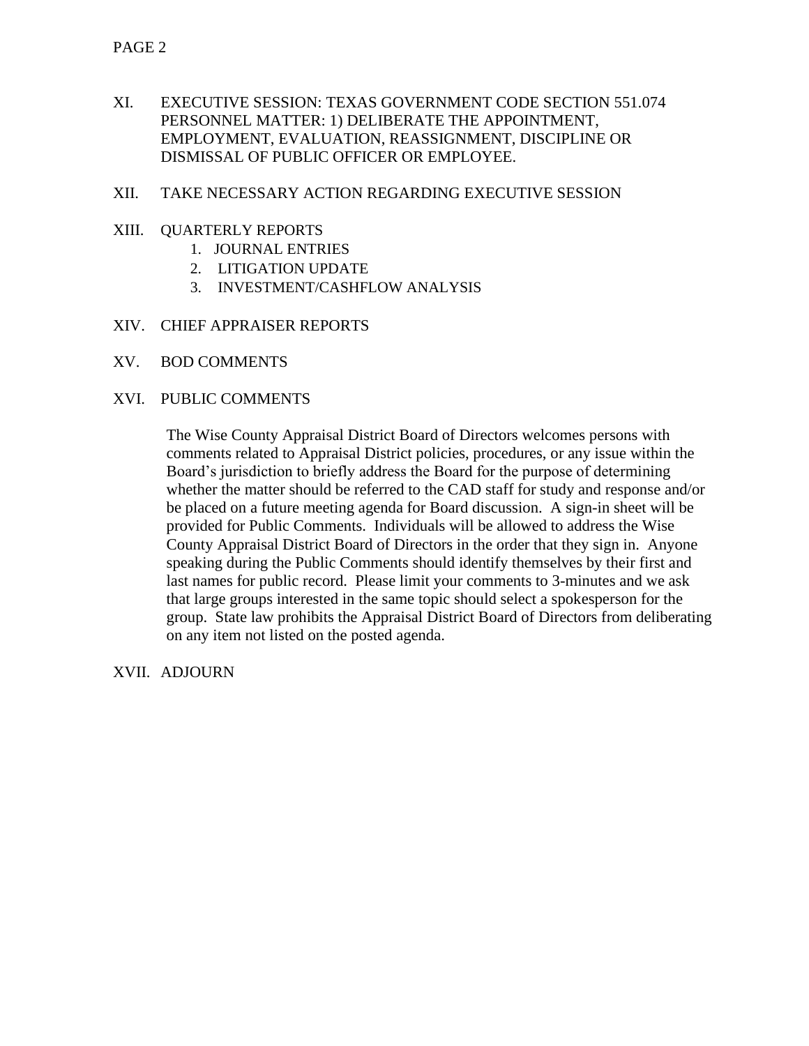XI. EXECUTIVE SESSION: TEXAS GOVERNMENT CODE SECTION 551.074 PERSONNEL MATTER: 1) DELIBERATE THE APPOINTMENT, EMPLOYMENT, EVALUATION, REASSIGNMENT, DISCIPLINE OR DISMISSAL OF PUBLIC OFFICER OR EMPLOYEE.

XII. TAKE NECESSARY ACTION REGARDING EXECUTIVE SESSION

XIII. QUARTERLY REPORTS

1. JOURNAL ENTRIES
2. LITIGATION UPDATE
3. INVESTMENT/CASHFLOW ANALYSIS

XIV. CHIEF APPRAISER REPORTS

XV. BOD COMMENTS

XVI. PUBLIC COMMENTS

The Wise County Appraisal District Board of Directors welcomes persons with comments related to Appraisal District policies, procedures, or any issue within the Board's jurisdiction to briefly address the Board for the purpose of determining whether the matter should be referred to the CAD staff for study and response and/or be placed on a future meeting agenda for Board discussion. A sign-in sheet will be provided for Public Comments. Individuals will be allowed to address the Wise County Appraisal District Board of Directors in the order that they sign in. Anyone speaking during the Public Comments should identify themselves by their first and last names for public record. Please limit your comments to 3-minutes and we ask that large groups interested in the same topic should select a spokesperson for the group. State law prohibits the Appraisal District Board of Directors from deliberating on any item not listed on the posted agenda.

XVII. ADJOURN